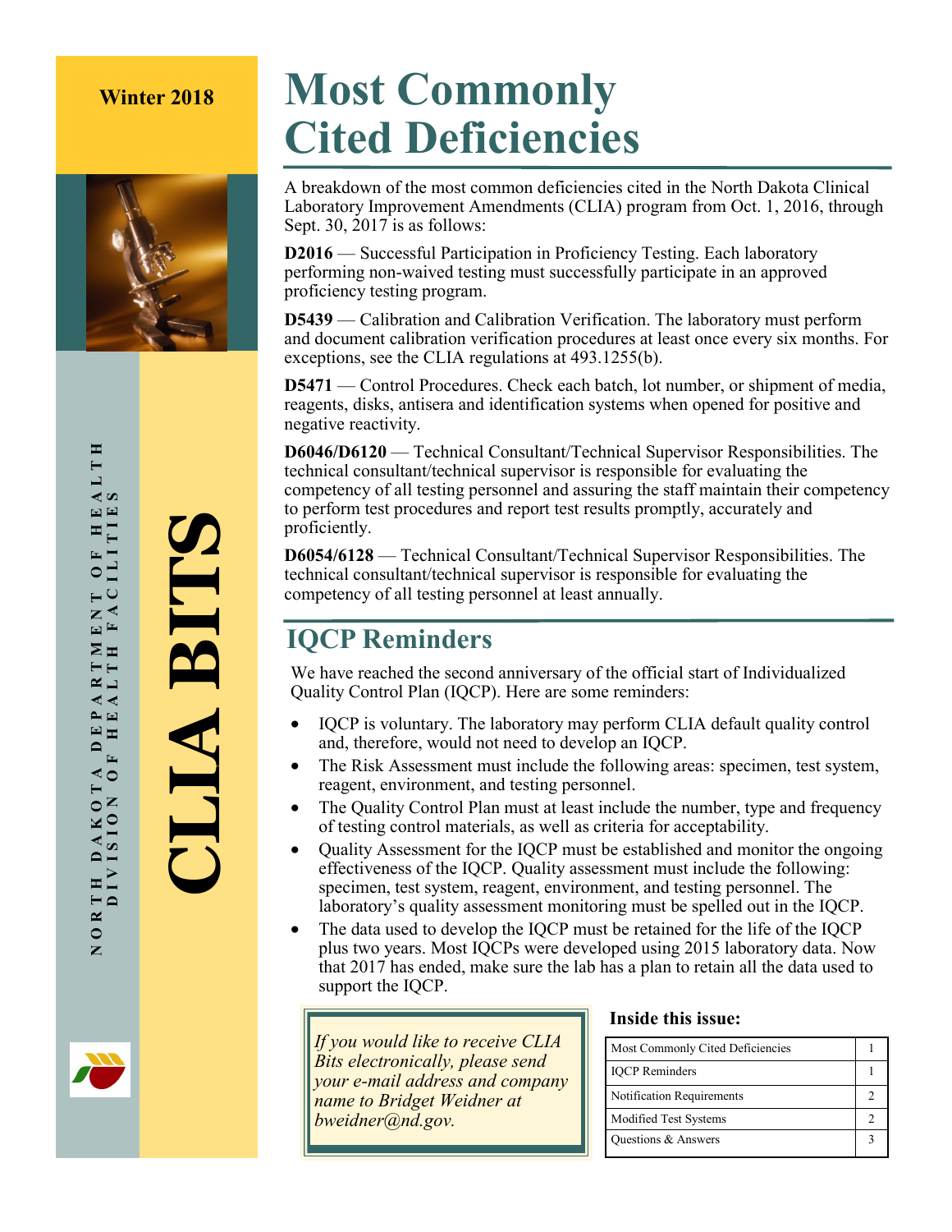Winter 2018

CLIA BITS

NORTH DAKOTA DEPARTMENT OF HEALTH
DIVISION OF HEALTH FACILITIES

# Most Commonly Cited Deficiencies

A breakdown of the most common deficiencies cited in the North Dakota Clinical Laboratory Improvement Amendments (CLIA) program from Oct. 1, 2016, through Sept. 30, 2017 is as follows:

**D2016** — Successful Participation in Proficiency Testing. Each laboratory performing non-waived testing must successfully participate in an approved proficiency testing program.

**D5439** — Calibration and Calibration Verification. The laboratory must perform and document calibration verification procedures at least once every six months. For exceptions, see the CLIA regulations at 493.1255(b).

**D5471** — Control Procedures. Check each batch, lot number, or shipment of media, reagents, disks, antisera and identification systems when opened for positive and negative reactivity.

**D6046/D6120** — Technical Consultant/Technical Supervisor Responsibilities. The technical consultant/technical supervisor is responsible for evaluating the competency of all testing personnel and assuring the staff maintain their competency to perform test procedures and report test results promptly, accurately and proficiently.

**D6054/6128** — Technical Consultant/Technical Supervisor Responsibilities. The technical consultant/technical supervisor is responsible for evaluating the competency of all testing personnel at least annually.

## IQCP Reminders

We have reached the second anniversary of the official start of Individualized Quality Control Plan (IQCP). Here are some reminders:

- IQCP is voluntary. The laboratory may perform CLIA default quality control and, therefore, would not need to develop an IQCP.
- The Risk Assessment must include the following areas: specimen, test system, reagent, environment, and testing personnel.
- The Quality Control Plan must at least include the number, type and frequency of testing control materials, as well as criteria for acceptability.
- Quality Assessment for the IQCP must be established and monitor the ongoing effectiveness of the IQCP. Quality assessment must include the following: specimen, test system, reagent, environment, and testing personnel. The laboratory's quality assessment monitoring must be spelled out in the IQCP.
- The data used to develop the IQCP must be retained for the life of the IQCP plus two years. Most IQCPs were developed using 2015 laboratory data. Now that 2017 has ended, make sure the lab has a plan to retain all the data used to support the IQCP.

*If you would like to receive CLIA Bits electronically, please send your e-mail address and company name to Bridget Weidner at bweidner@nd.gov.*

**Inside this issue:**

| Section | Page |
|---|---|
| Most Commonly Cited Deficiencies | 1 |
| IQCP Reminders | 1 |
| Notification Requirements | 2 |
| Modified Test Systems | 2 |
| Questions & Answers | 3 |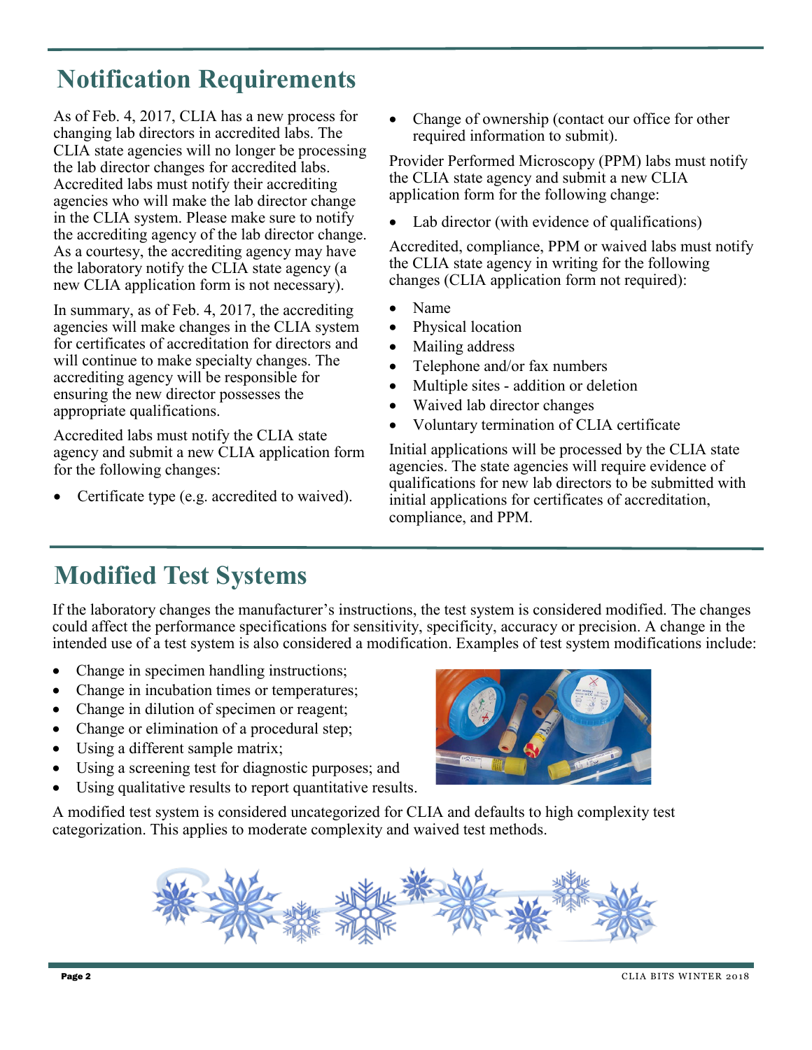## Notification Requirements

As of Feb. 4, 2017, CLIA has a new process for changing lab directors in accredited labs. The CLIA state agencies will no longer be processing the lab director changes for accredited labs. Accredited labs must notify their accrediting agencies who will make the lab director change in the CLIA system. Please make sure to notify the accrediting agency of the lab director change. As a courtesy, the accrediting agency may have the laboratory notify the CLIA state agency (a new CLIA application form is not necessary).

In summary, as of Feb. 4, 2017, the accrediting agencies will make changes in the CLIA system for certificates of accreditation for directors and will continue to make specialty changes. The accrediting agency will be responsible for ensuring the new director possesses the appropriate qualifications.

Accredited labs must notify the CLIA state agency and submit a new CLIA application form for the following changes:

- Certificate type (e.g. accredited to waived).
- Change of ownership (contact our office for other required information to submit).

Provider Performed Microscopy (PPM) labs must notify the CLIA state agency and submit a new CLIA application form for the following change:

- Lab director (with evidence of qualifications)

Accredited, compliance, PPM or waived labs must notify the CLIA state agency in writing for the following changes (CLIA application form not required):

- Name
- Physical location
- Mailing address
- Telephone and/or fax numbers
- Multiple sites - addition or deletion
- Waived lab director changes
- Voluntary termination of CLIA certificate

Initial applications will be processed by the CLIA state agencies. The state agencies will require evidence of qualifications for new lab directors to be submitted with initial applications for certificates of accreditation, compliance, and PPM.

## Modified Test Systems

If the laboratory changes the manufacturer's instructions, the test system is considered modified. The changes could affect the performance specifications for sensitivity, specificity, accuracy or precision. A change in the intended use of a test system is also considered a modification. Examples of test system modifications include:

- Change in specimen handling instructions;
- Change in incubation times or temperatures;
- Change in dilution of specimen or reagent;
- Change or elimination of a procedural step;
- Using a different sample matrix;
- Using a screening test for diagnostic purposes; and
- Using qualitative results to report quantitative results.

A modified test system is considered uncategorized for CLIA and defaults to high complexity test categorization. This applies to moderate complexity and waived test methods.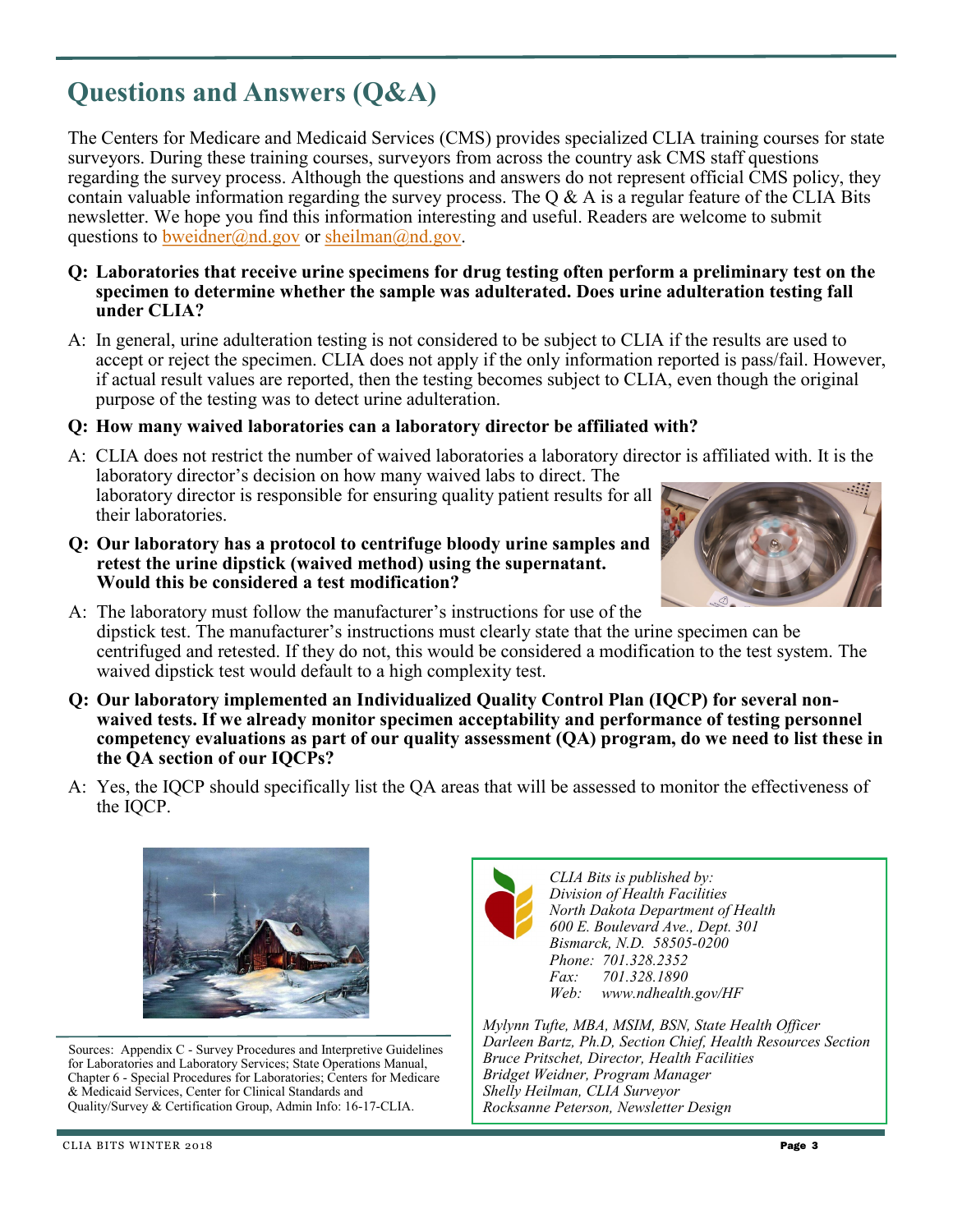# Questions and Answers (Q&A)

The Centers for Medicare and Medicaid Services (CMS) provides specialized CLIA training courses for state surveyors. During these training courses, surveyors from across the country ask CMS staff questions regarding the survey process. Although the questions and answers do not represent official CMS policy, they contain valuable information regarding the survey process. The Q & A is a regular feature of the CLIA Bits newsletter. We hope you find this information interesting and useful. Readers are welcome to submit questions to bweidner@nd.gov or sheilman@nd.gov.

**Q: Laboratories that receive urine specimens for drug testing often perform a preliminary test on the specimen to determine whether the sample was adulterated. Does urine adulteration testing fall under CLIA?**

A: In general, urine adulteration testing is not considered to be subject to CLIA if the results are used to accept or reject the specimen. CLIA does not apply if the only information reported is pass/fail. However, if actual result values are reported, then the testing becomes subject to CLIA, even though the original purpose of the testing was to detect urine adulteration.

**Q: How many waived laboratories can a laboratory director be affiliated with?**

A: CLIA does not restrict the number of waived laboratories a laboratory director is affiliated with. It is the laboratory director's decision on how many waived labs to direct. The laboratory director is responsible for ensuring quality patient results for all their laboratories.

**Q: Our laboratory has a protocol to centrifuge bloody urine samples and retest the urine dipstick (waived method) using the supernatant. Would this be considered a test modification?**

A: The laboratory must follow the manufacturer's instructions for use of the dipstick test. The manufacturer's instructions must clearly state that the urine specimen can be centrifuged and retested. If they do not, this would be considered a modification to the test system. The waived dipstick test would default to a high complexity test.

**Q: Our laboratory implemented an Individualized Quality Control Plan (IQCP) for several non-waived tests. If we already monitor specimen acceptability and performance of testing personnel competency evaluations as part of our quality assessment (QA) program, do we need to list these in the QA section of our IQCPs?**

A: Yes, the IQCP should specifically list the QA areas that will be assessed to monitor the effectiveness of the IQCP.

Sources: Appendix C - Survey Procedures and Interpretive Guidelines for Laboratories and Laboratory Services; State Operations Manual, Chapter 6 - Special Procedures for Laboratories; Centers for Medicare & Medicaid Services, Center for Clinical Standards and Quality/Survey & Certification Group, Admin Info: 16-17-CLIA.

*CLIA Bits is published by:*
*Division of Health Facilities*
*North Dakota Department of Health*
*600 E. Boulevard Ave., Dept. 301*
*Bismarck, N.D. 58505-0200*
*Phone: 701.328.2352*
*Fax: 701.328.1890*
*Web: www.ndhealth.gov/HF*

*Mylynn Tufte, MBA, MSIM, BSN, State Health Officer*
*Darleen Bartz, Ph.D, Section Chief, Health Resources Section*
*Bruce Pritschet, Director, Health Facilities*
*Bridget Weidner, Program Manager*
*Shelly Heilman, CLIA Surveyor*
*Rocksanne Peterson, Newsletter Design*